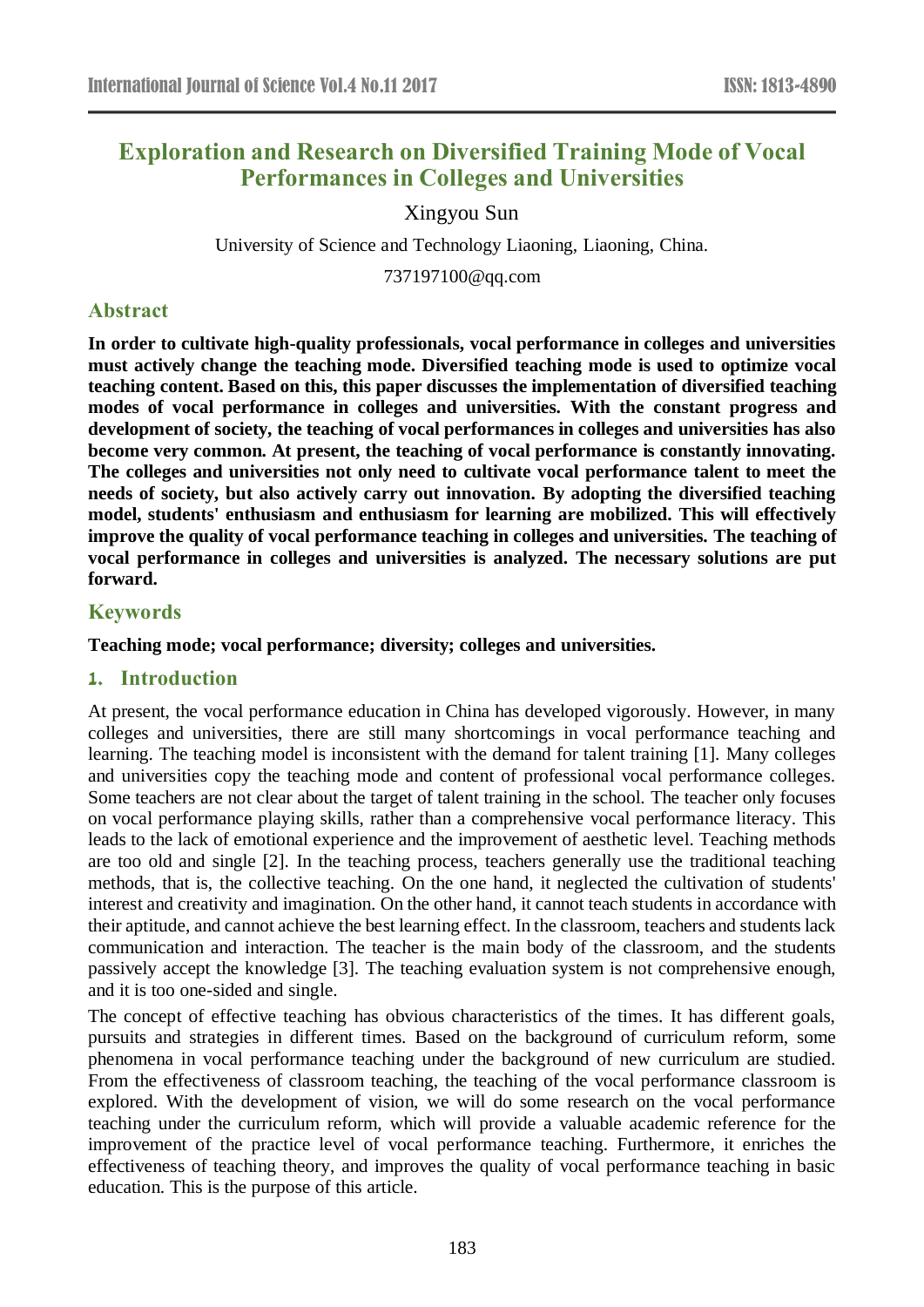# Exploration and Research on Diversified Training Mode of Vocal Performances in Colleges and Universities

Xingyou Sun

University of Science and Technology Liaoning, Liaoning, China.

737197100@qq.com

## Abstract

**In order to cultivate high-quality professionals, vocal performance in colleges and universities must actively change the teaching mode. Diversified teaching mode is used to optimize vocal teaching content. Based on this, this paper discusses the implementation of diversified teaching modes of vocal performance in colleges and universities. With the constant progress and development of society, the teaching of vocal performances in colleges and universities has also become very common. At present, the teaching of vocal performance is constantly innovating. The colleges and universities not only need to cultivate vocal performance talent to meet the needs of society, but also actively carry out innovation. By adopting the diversified teaching model, students' enthusiasm and enthusiasm for learning are mobilized. This will effectively improve the quality of vocal performance teaching in colleges and universities. The teaching of vocal performance in colleges and universities is analyzed. The necessary solutions are put forward.**

## Keywords

**Teaching mode; vocal performance; diversity; colleges and universities.**

## 1. Introduction

At present, the vocal performance education in China has developed vigorously. However, in many colleges and universities, there are still many shortcomings in vocal performance teaching and learning. The teaching model is inconsistent with the demand for talent training [1]. Many colleges and universities copy the teaching mode and content of professional vocal performance colleges. Some teachers are not clear about the target of talent training in the school. The teacher only focuses on vocal performance playing skills, rather than a comprehensive vocal performance literacy. This leads to the lack of emotional experience and the improvement of aesthetic level. Teaching methods are too old and single [2]. In the teaching process, teachers generally use the traditional teaching methods, that is, the collective teaching. On the one hand, it neglected the cultivation of students' interest and creativity and imagination. On the other hand, it cannot teach students in accordance with their aptitude, and cannot achieve the best learning effect. In the classroom, teachers and students lack communication and interaction. The teacher is the main body of the classroom, and the students passively accept the knowledge [3]. The teaching evaluation system is not comprehensive enough, and it is too one-sided and single.

The concept of effective teaching has obvious characteristics of the times. It has different goals, pursuits and strategies in different times. Based on the background of curriculum reform, some phenomena in vocal performance teaching under the background of new curriculum are studied. From the effectiveness of classroom teaching, the teaching of the vocal performance classroom is explored. With the development of vision, we will do some research on the vocal performance teaching under the curriculum reform, which will provide a valuable academic reference for the improvement of the practice level of vocal performance teaching. Furthermore, it enriches the effectiveness of teaching theory, and improves the quality of vocal performance teaching in basic education. This is the purpose of this article.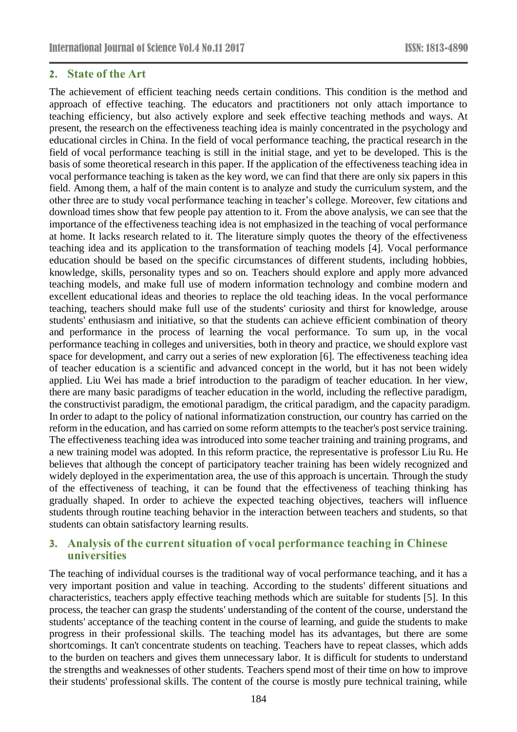## 2. State of the Art

The achievement of efficient teaching needs certain conditions. This condition is the method and approach of effective teaching. The educators and practitioners not only attach importance to teaching efficiency, but also actively explore and seek effective teaching methods and ways. At present, the research on the effectiveness teaching idea is mainly concentrated in the psychology and educational circles in China. In the field of vocal performance teaching, the practical research in the field of vocal performance teaching is still in the initial stage, and yet to be developed. This is the basis of some theoretical research in this paper. If the application of the effectiveness teaching idea in vocal performance teaching is taken as the key word, we can find that there are only six papers in this field. Among them, a half of the main content is to analyze and study the curriculum system, and the other three are to study vocal performance teaching in teacher's college. Moreover, few citations and download times show that few people pay attention to it. From the above analysis, we can see that the importance of the effectiveness teaching idea is not emphasized in the teaching of vocal performance at home. It lacks research related to it. The literature simply quotes the theory of the effectiveness teaching idea and its application to the transformation of teaching models [4]. Vocal performance education should be based on the specific circumstances of different students, including hobbies, knowledge, skills, personality types and so on. Teachers should explore and apply more advanced teaching models, and make full use of modern information technology and combine modern and excellent educational ideas and theories to replace the old teaching ideas. In the vocal performance teaching, teachers should make full use of the students' curiosity and thirst for knowledge, arouse students' enthusiasm and initiative, so that the students can achieve efficient combination of theory and performance in the process of learning the vocal performance. To sum up, in the vocal performance teaching in colleges and universities, both in theory and practice, we should explore vast space for development, and carry out a series of new exploration [6]. The effectiveness teaching idea of teacher education is a scientific and advanced concept in the world, but it has not been widely applied. Liu Wei has made a brief introduction to the paradigm of teacher education. In her view, there are many basic paradigms of teacher education in the world, including the reflective paradigm, the constructivist paradigm, the emotional paradigm, the critical paradigm, and the capacity paradigm. In order to adapt to the policy of national informatization construction, our country has carried on the reform in the education, and has carried on some reform attempts to the teacher's post service training. The effectiveness teaching idea was introduced into some teacher training and training programs, and a new training model was adopted. In this reform practice, the representative is professor Liu Ru. He believes that although the concept of participatory teacher training has been widely recognized and widely deployed in the experimentation area, the use of this approach is uncertain. Through the study of the effectiveness of teaching, it can be found that the effectiveness of teaching thinking has gradually shaped. In order to achieve the expected teaching objectives, teachers will influence students through routine teaching behavior in the interaction between teachers and students, so that students can obtain satisfactory learning results.

## 3. Analysis of the current situation of vocal performance teaching in Chinese universities

The teaching of individual courses is the traditional way of vocal performance teaching, and it has a very important position and value in teaching. According to the students' different situations and characteristics, teachers apply effective teaching methods which are suitable for students [5]. In this process, the teacher can grasp the students' understanding of the content of the course, understand the students' acceptance of the teaching content in the course of learning, and guide the students to make progress in their professional skills. The teaching model has its advantages, but there are some shortcomings. It can't concentrate students on teaching. Teachers have to repeat classes, which adds to the burden on teachers and gives them unnecessary labor. It is difficult for students to understand the strengths and weaknesses of other students. Teachers spend most of their time on how to improve their students' professional skills. The content of the course is mostly pure technical training, while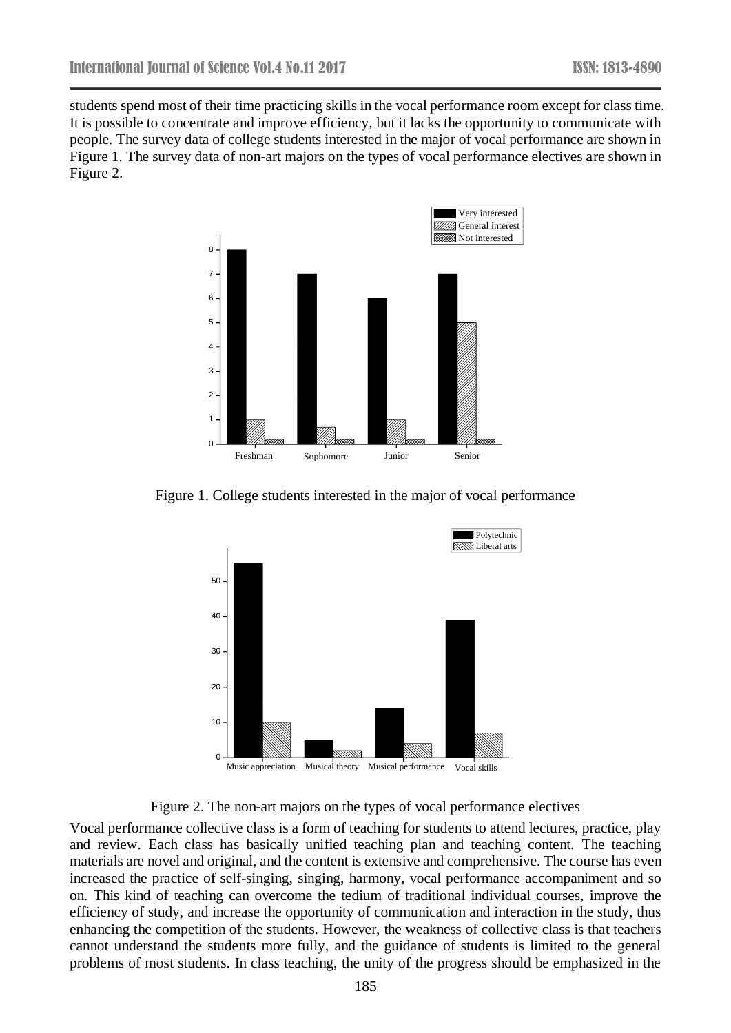students spend most of their time practicing skills in the vocal performance room except for class time. It is possible to concentrate and improve efficiency, but it lacks the opportunity to communicate with people. The survey data of college students interested in the major of vocal performance are shown in Figure 1. The survey data of non-art majors on the types of vocal performance electives are shown in Figure 2.

Figure 1. College students interested in the major of vocal performance

Figure 2. The non-art majors on the types of vocal performance electives

Vocal performance collective class is a form of teaching for students to attend lectures, practice, play and review. Each class has basically unified teaching plan and teaching content. The teaching materials are novel and original, and the content is extensive and comprehensive. The course has even increased the practice of self-singing, singing, harmony, vocal performance accompaniment and so on. This kind of teaching can overcome the tedium of traditional individual courses, improve the efficiency of study, and increase the opportunity of communication and interaction in the study, thus enhancing the competition of the students. However, the weakness of collective class is that teachers cannot understand the students more fully, and the guidance of students is limited to the general problems of most students. In class teaching, the unity of the progress should be emphasized in the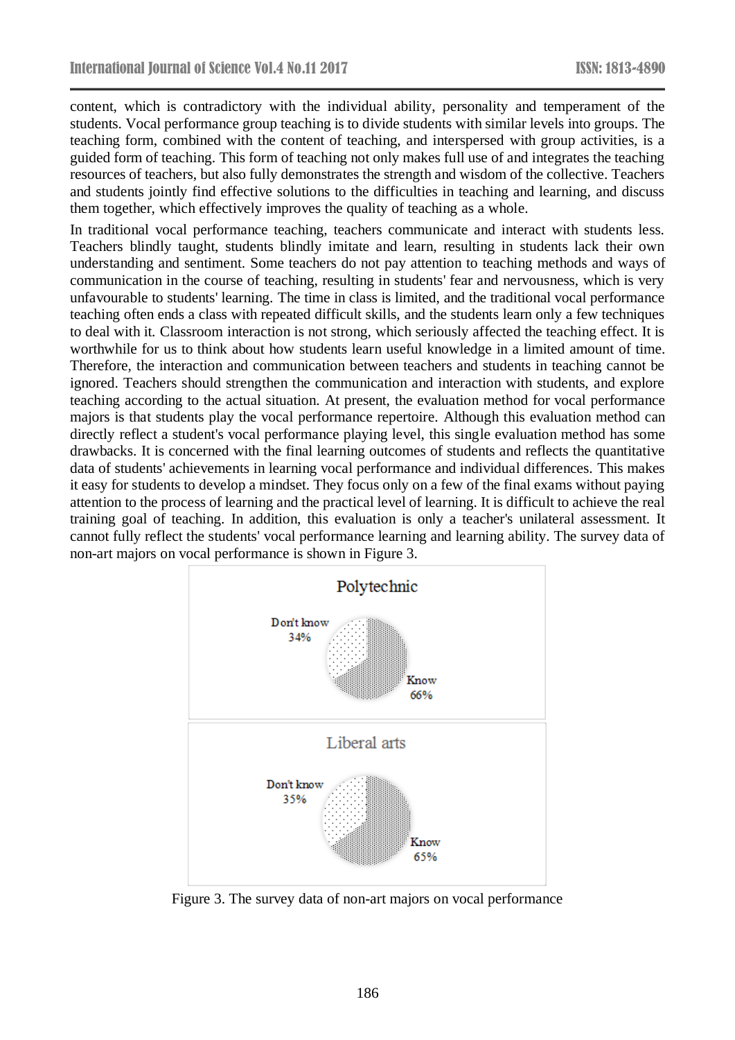content, which is contradictory with the individual ability, personality and temperament of the students. Vocal performance group teaching is to divide students with similar levels into groups. The teaching form, combined with the content of teaching, and interspersed with group activities, is a guided form of teaching. This form of teaching not only makes full use of and integrates the teaching resources of teachers, but also fully demonstrates the strength and wisdom of the collective. Teachers and students jointly find effective solutions to the difficulties in teaching and learning, and discuss them together, which effectively improves the quality of teaching as a whole.

In traditional vocal performance teaching, teachers communicate and interact with students less. Teachers blindly taught, students blindly imitate and learn, resulting in students lack their own understanding and sentiment. Some teachers do not pay attention to teaching methods and ways of communication in the course of teaching, resulting in students' fear and nervousness, which is very unfavourable to students' learning. The time in class is limited, and the traditional vocal performance teaching often ends a class with repeated difficult skills, and the students learn only a few techniques to deal with it. Classroom interaction is not strong, which seriously affected the teaching effect. It is worthwhile for us to think about how students learn useful knowledge in a limited amount of time. Therefore, the interaction and communication between teachers and students in teaching cannot be ignored. Teachers should strengthen the communication and interaction with students, and explore teaching according to the actual situation. At present, the evaluation method for vocal performance majors is that students play the vocal performance repertoire. Although this evaluation method can directly reflect a student's vocal performance playing level, this single evaluation method has some drawbacks. It is concerned with the final learning outcomes of students and reflects the quantitative data of students' achievements in learning vocal performance and individual differences. This makes it easy for students to develop a mindset. They focus only on a few of the final exams without paying attention to the process of learning and the practical level of learning. It is difficult to achieve the real training goal of teaching. In addition, this evaluation is only a teacher's unilateral assessment. It cannot fully reflect the students' vocal performance learning and learning ability. The survey data of non-art majors on vocal performance is shown in Figure 3.

Polytechnic

Don't know 34%

Know 66%

Liberal arts

Don't know 35%

Know 65%

Figure 3. The survey data of non-art majors on vocal performance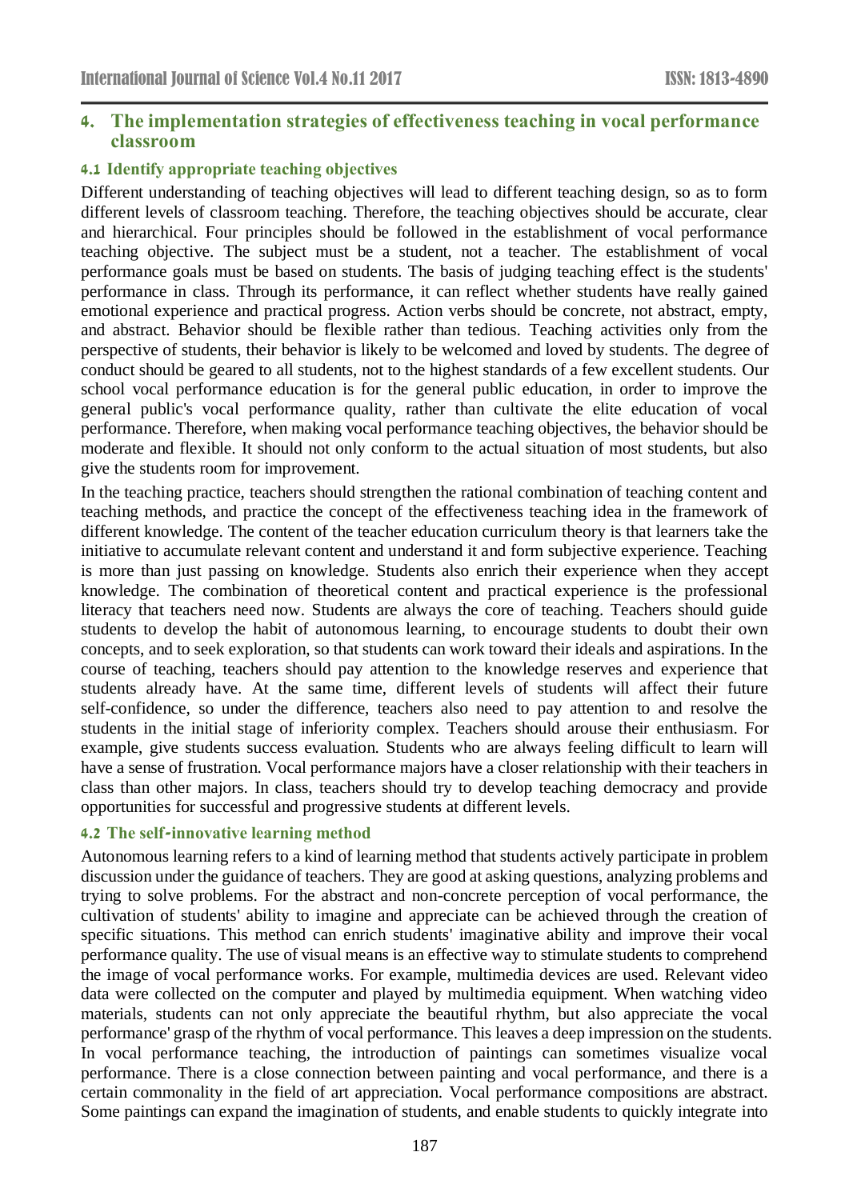## 4. The implementation strategies of effectiveness teaching in vocal performance classroom

### 4.1 Identify appropriate teaching objectives

Different understanding of teaching objectives will lead to different teaching design, so as to form different levels of classroom teaching. Therefore, the teaching objectives should be accurate, clear and hierarchical. Four principles should be followed in the establishment of vocal performance teaching objective. The subject must be a student, not a teacher. The establishment of vocal performance goals must be based on students. The basis of judging teaching effect is the students' performance in class. Through its performance, it can reflect whether students have really gained emotional experience and practical progress. Action verbs should be concrete, not abstract, empty, and abstract. Behavior should be flexible rather than tedious. Teaching activities only from the perspective of students, their behavior is likely to be welcomed and loved by students. The degree of conduct should be geared to all students, not to the highest standards of a few excellent students. Our school vocal performance education is for the general public education, in order to improve the general public's vocal performance quality, rather than cultivate the elite education of vocal performance. Therefore, when making vocal performance teaching objectives, the behavior should be moderate and flexible. It should not only conform to the actual situation of most students, but also give the students room for improvement.

In the teaching practice, teachers should strengthen the rational combination of teaching content and teaching methods, and practice the concept of the effectiveness teaching idea in the framework of different knowledge. The content of the teacher education curriculum theory is that learners take the initiative to accumulate relevant content and understand it and form subjective experience. Teaching is more than just passing on knowledge. Students also enrich their experience when they accept knowledge. The combination of theoretical content and practical experience is the professional literacy that teachers need now. Students are always the core of teaching. Teachers should guide students to develop the habit of autonomous learning, to encourage students to doubt their own concepts, and to seek exploration, so that students can work toward their ideals and aspirations. In the course of teaching, teachers should pay attention to the knowledge reserves and experience that students already have. At the same time, different levels of students will affect their future self-confidence, so under the difference, teachers also need to pay attention to and resolve the students in the initial stage of inferiority complex. Teachers should arouse their enthusiasm. For example, give students success evaluation. Students who are always feeling difficult to learn will have a sense of frustration. Vocal performance majors have a closer relationship with their teachers in class than other majors. In class, teachers should try to develop teaching democracy and provide opportunities for successful and progressive students at different levels.

### 4.2 The self-innovative learning method

Autonomous learning refers to a kind of learning method that students actively participate in problem discussion under the guidance of teachers. They are good at asking questions, analyzing problems and trying to solve problems. For the abstract and non-concrete perception of vocal performance, the cultivation of students' ability to imagine and appreciate can be achieved through the creation of specific situations. This method can enrich students' imaginative ability and improve their vocal performance quality. The use of visual means is an effective way to stimulate students to comprehend the image of vocal performance works. For example, multimedia devices are used. Relevant video data were collected on the computer and played by multimedia equipment. When watching video materials, students can not only appreciate the beautiful rhythm, but also appreciate the vocal performance' grasp of the rhythm of vocal performance. This leaves a deep impression on the students. In vocal performance teaching, the introduction of paintings can sometimes visualize vocal performance. There is a close connection between painting and vocal performance, and there is a certain commonality in the field of art appreciation. Vocal performance compositions are abstract. Some paintings can expand the imagination of students, and enable students to quickly integrate into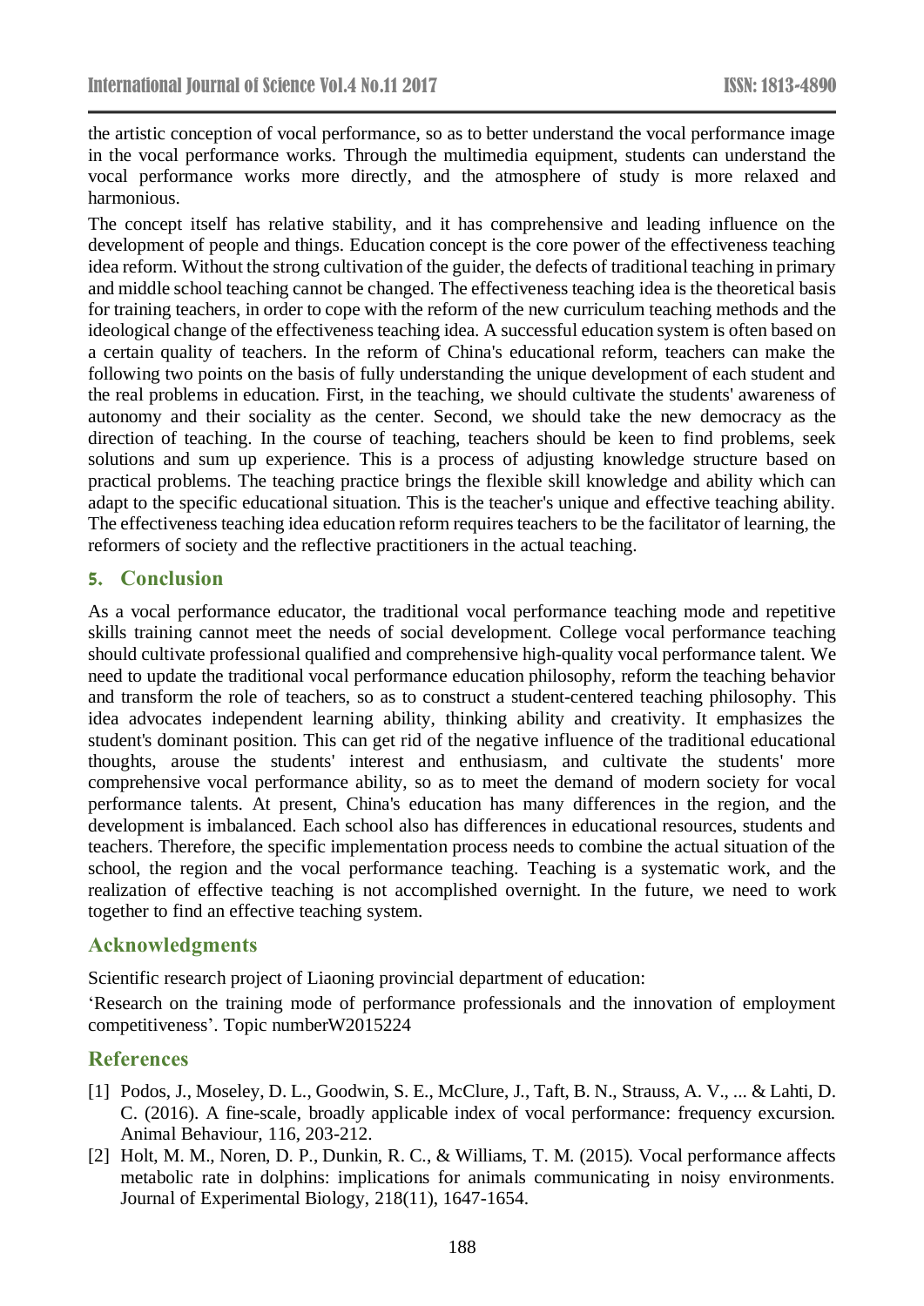the artistic conception of vocal performance, so as to better understand the vocal performance image in the vocal performance works. Through the multimedia equipment, students can understand the vocal performance works more directly, and the atmosphere of study is more relaxed and harmonious.

The concept itself has relative stability, and it has comprehensive and leading influence on the development of people and things. Education concept is the core power of the effectiveness teaching idea reform. Without the strong cultivation of the guider, the defects of traditional teaching in primary and middle school teaching cannot be changed. The effectiveness teaching idea is the theoretical basis for training teachers, in order to cope with the reform of the new curriculum teaching methods and the ideological change of the effectiveness teaching idea. A successful education system is often based on a certain quality of teachers. In the reform of China's educational reform, teachers can make the following two points on the basis of fully understanding the unique development of each student and the real problems in education. First, in the teaching, we should cultivate the students' awareness of autonomy and their sociality as the center. Second, we should take the new democracy as the direction of teaching. In the course of teaching, teachers should be keen to find problems, seek solutions and sum up experience. This is a process of adjusting knowledge structure based on practical problems. The teaching practice brings the flexible skill knowledge and ability which can adapt to the specific educational situation. This is the teacher's unique and effective teaching ability. The effectiveness teaching idea education reform requires teachers to be the facilitator of learning, the reformers of society and the reflective practitioners in the actual teaching.

## 5. Conclusion

As a vocal performance educator, the traditional vocal performance teaching mode and repetitive skills training cannot meet the needs of social development. College vocal performance teaching should cultivate professional qualified and comprehensive high-quality vocal performance talent. We need to update the traditional vocal performance education philosophy, reform the teaching behavior and transform the role of teachers, so as to construct a student-centered teaching philosophy. This idea advocates independent learning ability, thinking ability and creativity. It emphasizes the student's dominant position. This can get rid of the negative influence of the traditional educational thoughts, arouse the students' interest and enthusiasm, and cultivate the students' more comprehensive vocal performance ability, so as to meet the demand of modern society for vocal performance talents. At present, China's education has many differences in the region, and the development is imbalanced. Each school also has differences in educational resources, students and teachers. Therefore, the specific implementation process needs to combine the actual situation of the school, the region and the vocal performance teaching. Teaching is a systematic work, and the realization of effective teaching is not accomplished overnight. In the future, we need to work together to find an effective teaching system.

## Acknowledgments

Scientific research project of Liaoning provincial department of education:

'Research on the training mode of performance professionals and the innovation of employment competitiveness'. Topic numberW2015224

## References

[1] Podos, J., Moseley, D. L., Goodwin, S. E., McClure, J., Taft, B. N., Strauss, A. V., ... & Lahti, D. C. (2016). A fine-scale, broadly applicable index of vocal performance: frequency excursion. Animal Behaviour, 116, 203-212.

[2] Holt, M. M., Noren, D. P., Dunkin, R. C., & Williams, T. M. (2015). Vocal performance affects metabolic rate in dolphins: implications for animals communicating in noisy environments. Journal of Experimental Biology, 218(11), 1647-1654.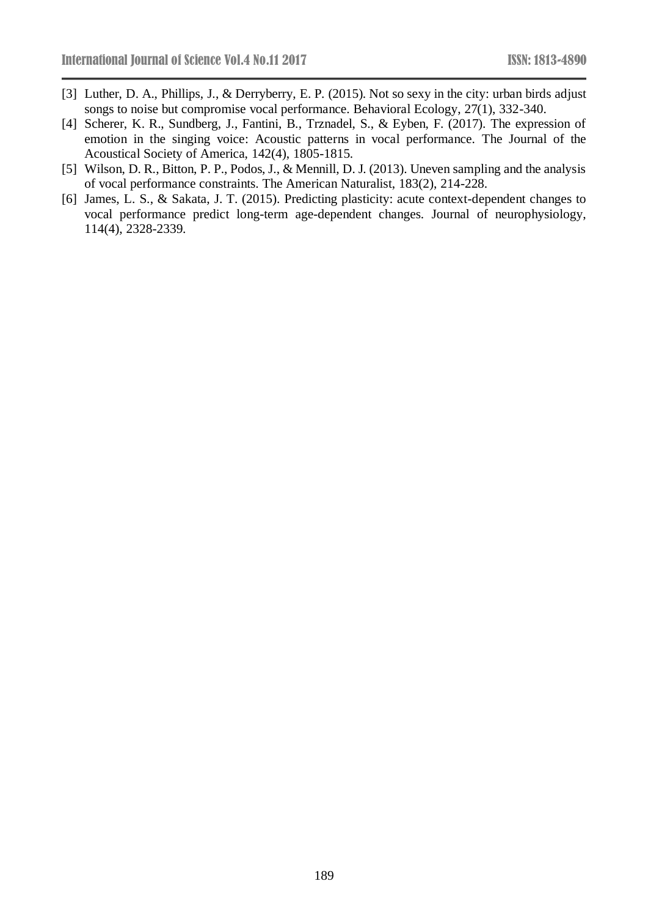[3] Luther, D. A., Phillips, J., & Derryberry, E. P. (2015). Not so sexy in the city: urban birds adjust songs to noise but compromise vocal performance. Behavioral Ecology, 27(1), 332-340.

[4] Scherer, K. R., Sundberg, J., Fantini, B., Trznadel, S., & Eyben, F. (2017). The expression of emotion in the singing voice: Acoustic patterns in vocal performance. The Journal of the Acoustical Society of America, 142(4), 1805-1815.

[5] Wilson, D. R., Bitton, P. P., Podos, J., & Mennill, D. J. (2013). Uneven sampling and the analysis of vocal performance constraints. The American Naturalist, 183(2), 214-228.

[6] James, L. S., & Sakata, J. T. (2015). Predicting plasticity: acute context-dependent changes to vocal performance predict long-term age-dependent changes. Journal of neurophysiology, 114(4), 2328-2339.